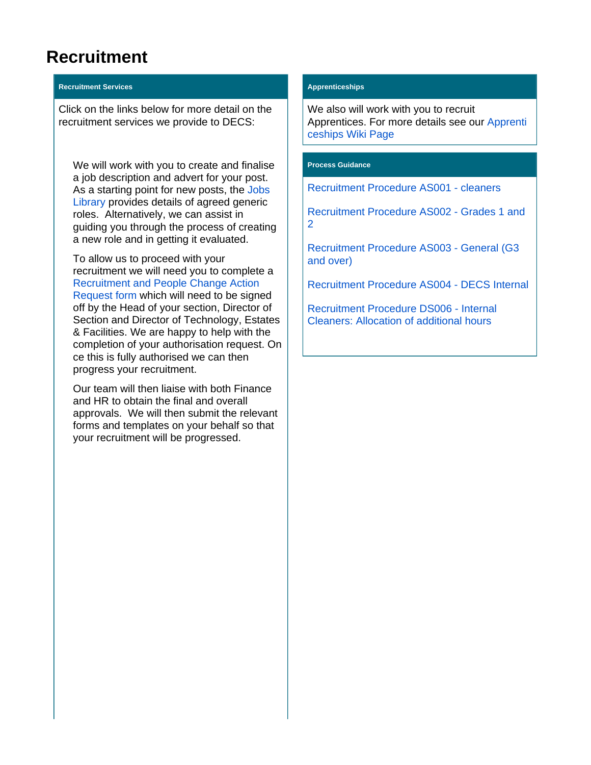# Recruitment

## Recruitment Services

Click on the links below for more detail on the recruitment services we provide to DECS:

We will work with you to create and finalise a job description and advert for your post. As a starting point for new posts, the Jobs Library provides details of agreed generic roles. Alternatively, we can assist in guiding you through the process of creating a new role and in getting it evaluated.

To allow us to proceed with your recruitment we will need you to complete a Recruitment and People Change Action Request form which will need to be signed off by the Head of your section, Director of Section and Director of Technology, Estates & Facilities. We are happy to help with the completion of your authorisation request. Once this is fully authorised we can then progress your recruitment.

Our team will then liaise with both Finance and HR to obtain the final and overall approvals. We will then submit the relevant forms and templates on your behalf so that your recruitment will be progressed.

## Apprenticeships

We also will work with you to recruit Apprentices. For more details see our Apprenticeships Wiki Page

## Process Guidance

Recruitment Procedure AS001 - cleaners

Recruitment Procedure AS002 - Grades 1 and 2

Recruitment Procedure AS003 - General (G3 and over)

Recruitment Procedure AS004 - DECS Internal

Recruitment Procedure DS006 - Internal Cleaners: Allocation of additional hours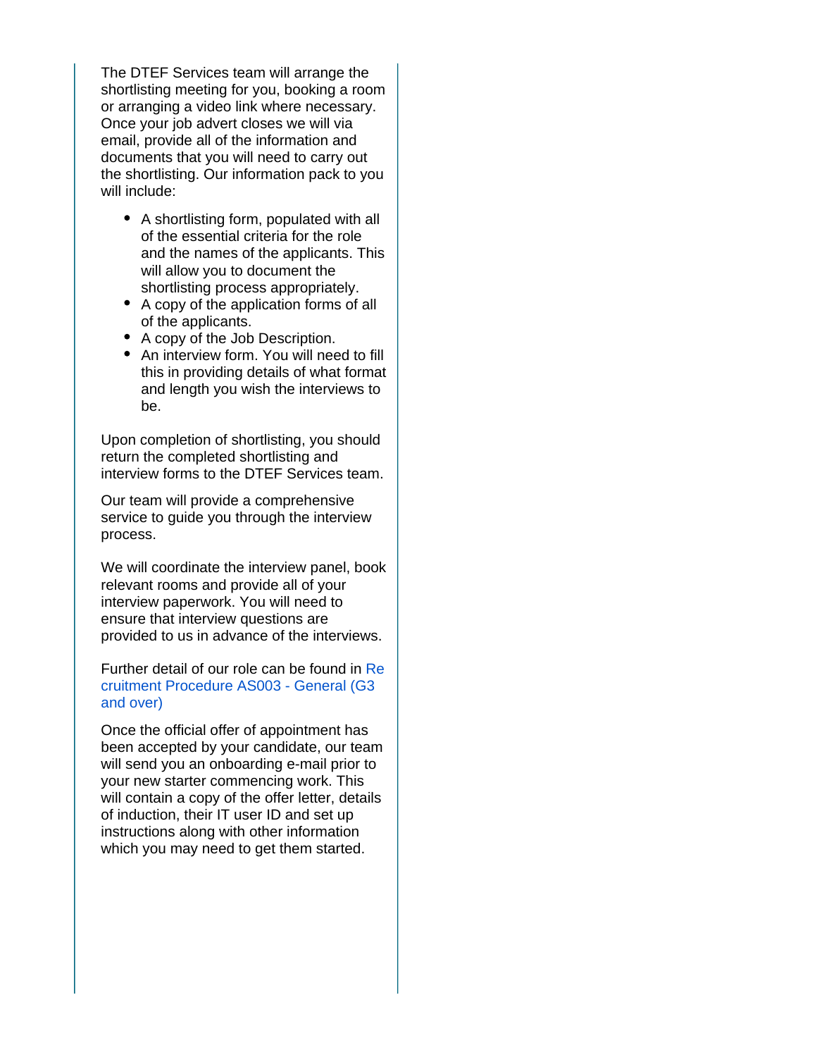The DTEF Services team will arrange the shortlisting meeting for you, booking a room or arranging a video link where necessary. Once your job advert closes we will via email, provide all of the information and documents that you will need to carry out the shortlisting. Our information pack to you will include:

- A shortlisting form, populated with all of the essential criteria for the role and the names of the applicants. This will allow you to document the shortlisting process appropriately.
- A copy of the application forms of all of the applicants.
- A copy of the Job Description.
- An interview form. You will need to fill this in providing details of what format and length you wish the interviews to be.

Upon completion of shortlisting, you should return the completed shortlisting and interview forms to the DTEF Services team.

Our team will provide a comprehensive service to guide you through the interview process.

We will coordinate the interview panel, book relevant rooms and provide all of your interview paperwork. You will need to ensure that interview questions are provided to us in advance of the interviews.

Further detail of our role can be found in Recruitment Procedure AS003 - General (G3 and over)

Once the official offer of appointment has been accepted by your candidate, our team will send you an onboarding e-mail prior to your new starter commencing work. This will contain a copy of the offer letter, details of induction, their IT user ID and set up instructions along with other information which you may need to get them started.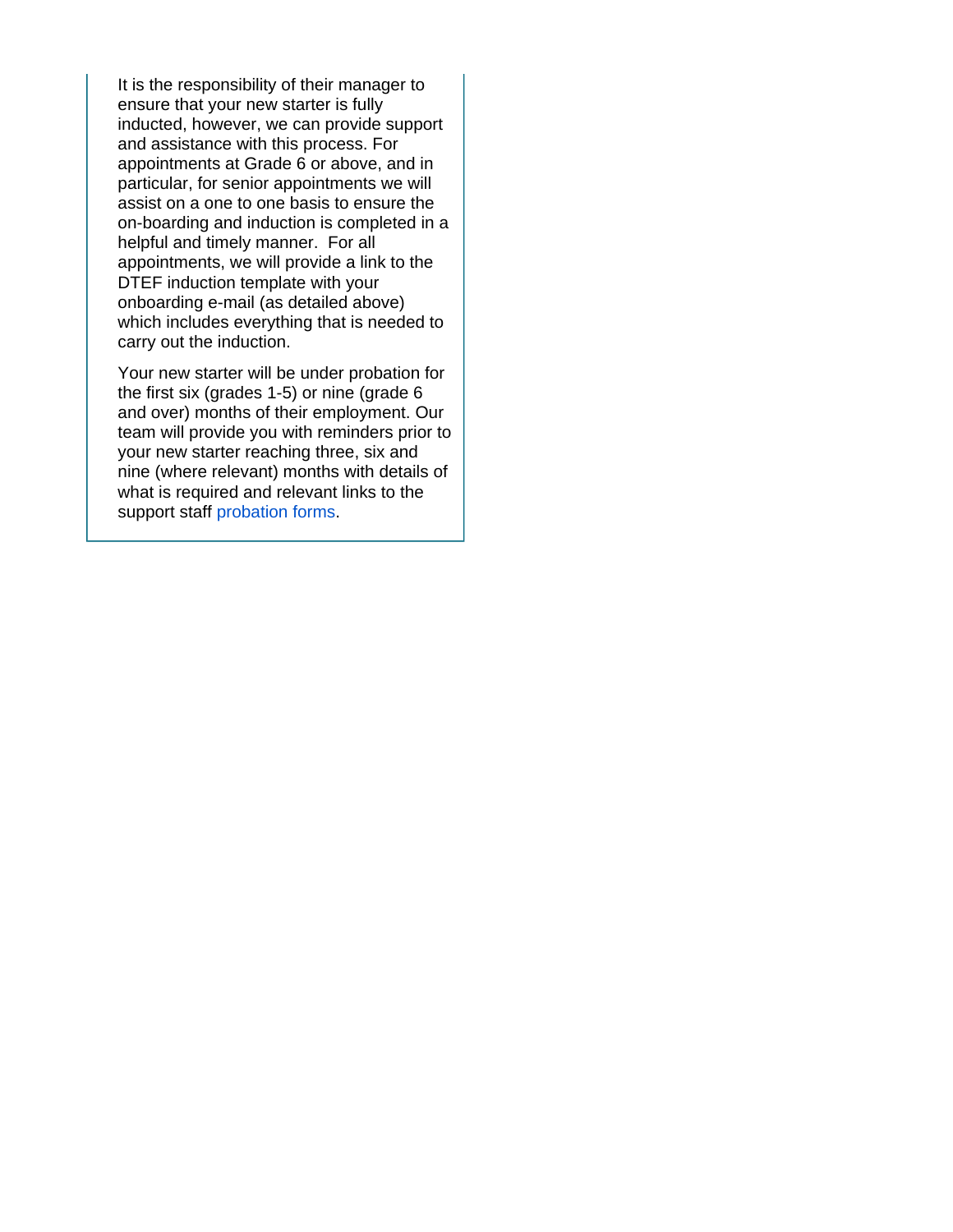It is the responsibility of their manager to ensure that your new starter is fully inducted, however, we can provide support and assistance with this process. For appointments at Grade 6 or above, and in particular, for senior appointments we will assist on a one to one basis to ensure the on-boarding and induction is completed in a helpful and timely manner.  For all appointments, we will provide a link to the DTEF induction template with your onboarding e-mail (as detailed above) which includes everything that is needed to carry out the induction.

Your new starter will be under probation for the first six (grades 1-5) or nine (grade 6 and over) months of their employment. Our team will provide you with reminders prior to your new starter reaching three, six and nine (where relevant) months with details of what is required and relevant links to the support staff probation forms.